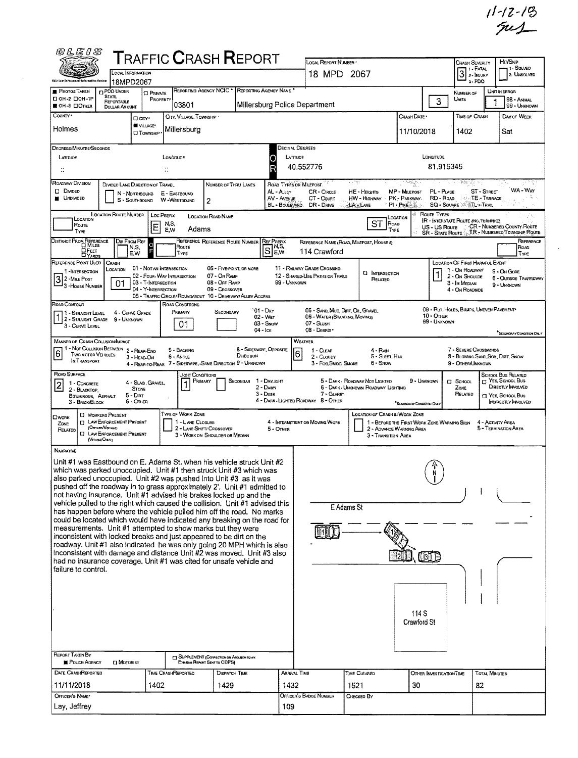11-12-18

# TRAFFIC CRASH REPORT

| Field | Value |
|---|---|
| Local Information | 18MPD2067 |
| Local Report Number | 18 MPD 2067 |
| Crash Severity | 3 (1 - Fatal, 2 - Injury, 3 - PDO) |
| Hit/Skip | (1 - Solved, 2 - Unsolved) |
| Photos Taken | OH-3 |
| PDO Under State Reportable Dollar Amount | |
| Private Property | |
| Reporting Agency NCIC | 03801 |
| Reporting Agency Name | Millersburg Police Department |
| Number of Units | 3 |
| Unit in Error | 1 (98 - Animal, 99 - Unknown) |
| County | Holmes |
| City, Village, Township | Village: Millersburg |
| Crash Date | 11/10/2018 |
| Time of Crash | 1402 |
| Day of Week | Sat |
| Latitude (Decimal Degrees) | 40.552776 |
| Longitude (Decimal Degrees) | 81.915345 |
| Roadway Division | Undivided |
| Number of Thru Lanes | 2 |
| Location Prefix | E |
| Location Road Name | Adams |
| Location Road Type | ST |
| Reference Prefix | S |
| Reference Name (Road, Milepost, House #) | 114 Crawford |
| Reference Point Used | 3 - House Number |
| Crash Location | 01 - Not an Intersection |
| Location of First Harmful Event | 1 - On Roadway |
| Road Contour | 1 - Straight Level |
| Road Conditions (Primary) | 01 - Dry |
| Manner of Crash Collision/Impact | 6 - Angle |
| Weather | 6 - Snow |
| Road Surface | 2 - Blacktop, Bituminous, Asphalt |
| Light Conditions (Primary) | 1 - Daylight |

## Narrative

Unit #1 was Eastbound on E. Adams St. when his vehicle struck Unit #2 which was parked unoccupied. Unit #1 then struck Unit #3 which was also parked unoccupied. Unit #2 was pushed into Unit #3 as it was pushed off the roadway in to grass approximately 2'. Unit #1 admitted to not having insurance. Unit #1 advised his brakes locked up and the vehicle pulled to the right which caused the collision. Unit #1 advised this has happen before where the vehicle pulled him off the road. No marks could be located which would have indicated any breaking on the road for measurements. Unit #1 attempted to show marks but they were inconsistent with locked breaks and just appeared to be dirt on the roadway. Unit #1 also indicated he was only going 20 MPH which is also inconsistent with damage and distance Unit #2 was moved. Unit #3 also had no insurance coverage. Unit #1 was cited for unsafe vehicle and failure to control.

Diagram labels: E Adams St; 114 S Crawford St; N

| Field | Value |
|---|---|
| Report Taken By | Police Agency |
| Date Crash Reported | 11/11/2018 |
| Time Crash Reported | 1402 |
| Dispatch Time | 1429 |
| Arrival Time | 1432 |
| Time Cleared | 1521 |
| Other Investigation Time | 30 |
| Total Minutes | 82 |
| Officer's Name | Lay, Jeffrey |
| Officer's Badge Number | 109 |
| Checked By | |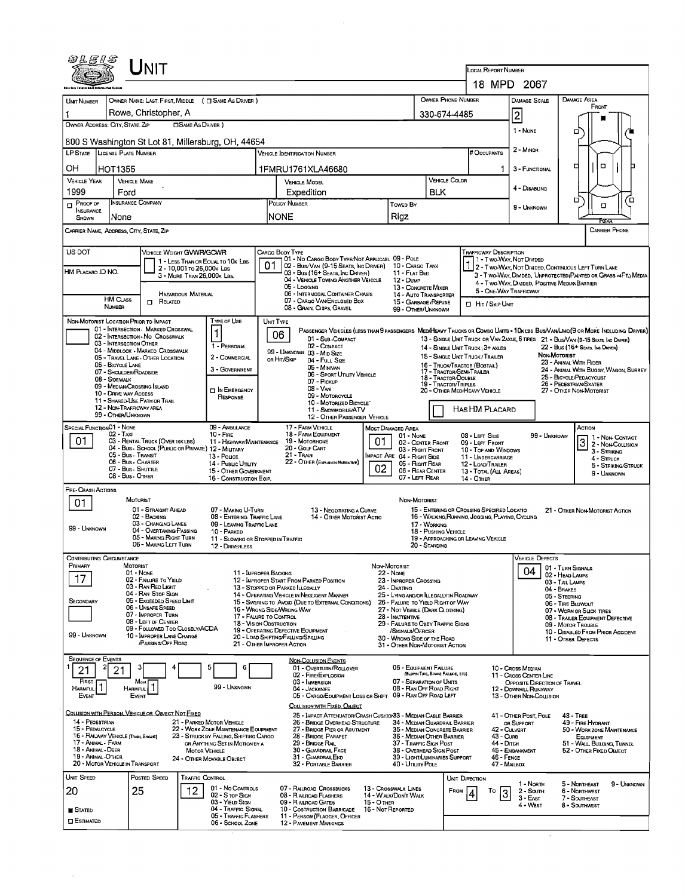# UNIT

**LOCAL REPORT NUMBER:** 18 MPD 2067

| UNIT NUMBER | OWNER NAME: LAST, FIRST, MIDDLE ( ☐ SAME AS DRIVER ) | OWNER PHONE NUMBER | DAMAGE SCALE | DAMAGE AREA |
|---|---|---|---|---|
| 1 | Rowe, Christopher, A | 330-674-4485 | 2 | FRONT |

OWNER ADDRESS: CITY, STATE, ZIP ( ☐ SAME AS DRIVER )
800 S Washington St Lot 81, Millersburg, OH, 44654

DAMAGE SCALE: 1 - NONE, 2 - MINOR, 3 - FUNCTIONAL, 4 - DISABLING, 9 - UNKNOWN

| LP STATE | LICENSE PLATE NUMBER | VEHICLE IDENTIFICATION NUMBER | # OCCUPANTS |
|---|---|---|---|
| OH | HOT1355 | 1FMRU1761XLA46680 | 1 |

| VEHICLE YEAR | VEHICLE MAKE | VEHICLE MODEL | VEHICLE COLOR |
|---|---|---|---|
| 1999 | Ford | Expedition | BLK |

| ☐ PROOF OF INSURANCE SHOWN | INSURANCE COMPANY | POLICY NUMBER | TOWED BY |
|---|---|---|---|
| | None | NONE | Rigz |

CARRIER NAME, ADDRESS, CITY, STATE, ZIP — CARRIER PHONE

US DOT

VEHICLE WEIGHT GVWR/GCWR: 1 - LESS THAN OR EQUAL TO 10K LBS; 2 - 10,001 TO 26,000K LBS; 3 - MORE THAN 26,000K LBS.

HM PLACARD ID NO. — HM CLASS NUMBER — HAZARDOUS MATERIAL ☐ RELATED

CARGO BODY TYPE: **01**
01 - NO CARGO BODY TYPE/NOT APPLICABLE; 02 - BUS/VAN (9-15 SEATS, INC DRIVER); 03 - BUS (16+ SEATS, INC DRIVER); 04 - VEHICLE TOWING ANOTHER VEHICLE; 05 - LOGGING; 06 - INTERMODAL CONTAINER CHASIS; 07 - CARGO VAN/ENCLOSED BOX; 08 - GRAIN, CHIPS, GRAVEL; 09 - POLE; 10 - CARGO TANK; 11 - FLAT BED; 12 - DUMP; 13 - CONCRETE MIXER; 14 - AUTO TRANSPORTER; 15 - GARBAGE/REFUSE; 99 - OTHER/UNKNOWN

TRAFFICWAY DESCRIPTION: **1**
1 - TWO-WAY, NOT DIVIDED; 2 - TWO-WAY, NOT DIVIDED, CONTINUOUS LEFT TURN LANE; 3 - TWO-WAY, DIVIDED, UNPROTECTED (PAINTED OR GRASS >4FT.) MEDIA; 4 - TWO-WAY, DIVIDED, POSITIVE MEDIAN BARRIER; 5 - ONE-WAY TRAFFICWAY; ☐ HIT / SKIP UNIT

NON-MOTORIST LOCATION PRIOR TO IMPACT: 01 - INTERSECTION - MARKED CROSSWAL; 02 - INTERSECTION - NO CROSSWALK; 03 - INTERSECTION OTHER; 04 - MIDBLOCK - MARKED CROSSWALK; 05 - TRAVEL LANE - OTHER LOCATION; 06 - BICYCLE LANE; 07 - SHOULDER/ROADSIDE; 08 - SIDEWALK; 09 - MEDIAN/CROSSING ISLAND; 10 - DRIVE WAY ACCESS; 11 - SHARED-USE PATH OR TRAIL; 12 - NON-TRAFFICWAY AREA; 99 - OTHER/UNKNOWN

TYPE OF USE: **1**
1 - PERSONAL; 2 - COMMERCIAL; 3 - GOVERNMENT; ☐ IN EMERGENCY RESPONSE

UNIT TYPE: **06**
PASSENGER VEHICLES (LESS THAN 9 PASSENGERS MED/HEAVY TRUCKS OR COMBO UNITS > 10K LBS BUS/VAN/LIMO (9 OR MORE INCLUDING DRIVER)): 01 - SUB-COMPACT; 02 - COMPACT; 99 - UNKNOWN 03 - MID SIZE; OR HIT/SKIP 04 - FULL SIZE; 05 - MINIVAN; 06 - SPORT UTILITY VEHICLE; 07 - PICKUP; 08 - VAN; 09 - MOTORCYCLE; 10 - MOTORIZED BICYCLE; 11 - SNOWMOBILE/ATV; 12 - OTHER PASSENGER VEHICLE; 13 - SINGLE UNIT TRUCK OR VAN 2AXLE, 6 TIRES; 14 - SINGLE UNIT TRUCK; 3+ AXLES; 15 - SINGLE UNIT TRUCK / TRAILER; 16 - TRUCK/TRACTOR (BOBTAIL); 17 - TRACTOR/SEMI-TRAILER; 18 - TRACTOR/DOUBLE; 19 - TRACTOR/TRIPLES; 20 - OTHER MED/HEAVY VEHICLE; 21 - BUS/VAN (9-15 SEATS, INC DRIVER); 22 - BUS (16+ SEATS, INC DRIVER); NON-MOTORIST: 23 - ANIMAL WITH RIDER; 24 - ANIMAL WITH BUGGY, WAGON, SURREY; 25 - BICYCLE/PEDACYCLIST; 26 - PEDESTRIAN/SKATER; 27 - OTHER NON-MOTORIST; ☐ HAS HM PLACARD

SPECIAL FUNCTION: **01**
01 - NONE; 02 - TAXI; 03 - RENTAL TRUCK (OVER 10K LBS); 04 - BUS - SCHOOL (PUBLIC OR PRIVATE); 05 - BUS - TRANSIT; 06 - BUS - CHARTER; 07 - BUS - SHUTTLE; 08 - BUS - OTHER; 09 - AMBULANCE; 10 - FIRE; 11 - HIGHWAY/MAINTENANCE; 12 - MILITARY; 13 - POLICE; 14 - PUBLIC UTILITY; 15 - OTHER GOVERNMENT; 16 - CONSTRUCTION EQIP.; 17 - FARM VEHICLE; 18 - FARM EQUIPMENT; 19 - MOTORHOME; 20 - GOLF CART; 21 - TRAIN; 22 - OTHER (EXPLAIN IN NARRATIVE)

MOST DAMAGED AREA: **01**; IMPACT AREA: **02**
01 - NONE; 02 - CENTER FRONT; 03 - RIGHT FRONT; 04 - RIGHT SIDE; 05 - RIGHT REAR; 06 - REAR CENTER; 07 - LEFT REAR; 08 - LEFT SIDE; 09 - LEFT FRONT; 10 - TOP AND WINDOWS; 11 - UNDERCARRIAGE; 12 - LOAD/TRAILER; 13 - TOTAL (ALL AREAS); 14 - OTHER; 99 - UNKNOWN

ACTION: **3**
1 - NON-CONTACT; 2 - NON-COLLISION; 3 - STRIKING; 4 - STRUCK; 5 - STRIKING/STRUCK; 9 - UNKNOWN

PRE-CRASH ACTIONS: **01**
MOTORIST: 01 - STRAIGHT AHEAD; 02 - BACKING; 03 - CHANGING LANES; 04 - OVERTAKING/PASSING; 05 - MAKING RIGHT TURN; 06 - MAKING LEFT TURN; 07 - MAKING U-TURN; 08 - ENTERING TRAFFIC LANE; 09 - LEAVING TRAFFIC LANE; 10 - PARKED; 11 - SLOWING OR STOPPED IN TRAFFIC; 12 - DRIVERLESS; 13 - NEGOTIATING A CURVE; 14 - OTHER MOTORIST ACTIO; 99 - UNKNOWN
NON-MOTORIST: 15 - ENTERING OR CROSSING SPECIFIED LOCATIO; 16 - WALKING, RUNNING, JOGGING, PLAYING, CYCLING; 17 - WORKING; 18 - PUSHING VEHICLE; 19 - APPROACHING OR LEAVING VEHICLE; 20 - STANDING; 21 - OTHER NON-MOTORIST ACTION

CONTRIBUTING CIRCUMSTANCE: PRIMARY **17**; SECONDARY (blank)
MOTORIST: 01 - NONE; 02 - FAILURE TO YIELD; 03 - RAN RED LIGHT; 04 - RAN STOP SIGN; 05 - EXCEEDED SPEED LIMIT; 06 - UNSAFE SPEED; 07 - IMPROPER TURN; 08 - LEFT OF CENTER; 09 - FOLLOWED TOO CLOSELY/ACDA; 10 - IMPROPER LANE CHANGE /PASSING/OFF ROAD; 11 - IMPROPER BACKING; 12 - IMPROPER START FROM PARKED POSITION; 13 - STOPPED OR PARKED ILLEGALLY; 14 - OPERATING VEHICLE IN NEGLIGENT MANNER; 15 - SWERING TO AVOID (DUE TO EXTERNAL CONDITIONS); 16 - WRONG SIDE/WRONG WAY; 17 - FAILURE TO CONTROL; 18 - VISION OBSTRUCTION; 19 - OPERATING DEFECTIVE EQUIPMENT; 20 - LOAD SHIFTING/FALLING/SPILLING; 21 - OTHER IMPROPER ACTION; 99 - UNKNOWN
NON-MOTORIST: 22 - NONE; 23 - IMPROPER CROSSING; 24 - DARTING; 25 - LYING AND/OR ILLEGALLY IN ROADWAY; 26 - FALURE TO YIELD RIGHT OF WAY; 27 - NOT VISIBLE (DARK CLOTHING); 28 - INATTENTIVE; 29 - FAILURE TO OBEY TRAFFIC SIGNS /SIGNALS/OFFICER; 30 - WRONG SIDE OF THE ROAD; 31 - OTHER NON-MOTORIST ACTION

VEHICLE DEFECTS: **04**
01 - TURN SIGNALS; 02 - HEAD LAMPS; 03 - TAIL LAMPS; 04 - BRAKES; 05 - STEERING; 06 - TIRE BLOWOUT; 07 - WORN OR SLICK TIRES; 08 - TRAILER EQUIPMENT DEFECTIVE; 09 - MOTOR TROUBLE; 10 - DISABLED FROM PRIOR ACCIDENT; 11 - OTHER DEFECTS

SEQUENCE OF EVENTS: 1: **21**; 2: **21**; 3: ; 4: ; 5: ; 6: 
FIRST HARMFUL EVENT: **1**; MOST HARMFUL EVENT: **1**; 99 - UNKNOWN

NON-COLLISION EVENTS: 01 - OVERTURN/ROLLOVER; 02 - FIRE/EXPLOSION; 03 - IMMERSION; 04 - JACKKNIFE; 05 - CARGO/EQUIPMENT LOSS OR SHIFT; 06 - EQUIPMENT FAILURE (BLOWN TIRE, BRAKE FAILURE, ETC); 07 - SEPARATION OF UNITS; 08 - RAN OFF ROAD RIGHT; 09 - RAN OFF ROAD LEFT; 10 - CROSS MEDIAN; 11 - CROSS CENTER LINE OPPOSITE DIRECTION OF TRAVEL; 12 - DOWNHILL RUNAWAY; 13 - OTHER NON-COLLISION

COLLISION WITH PERSON, VEHICLE OR OBJECT NOT FIXED: 14 - PEDESTRIAN; 15 - PEDALCYCLE; 16 - RAILWAY VEHICLE (TRAIN, ENGINE); 17 - ANIMAL - FARM; 18 - ANIMAL - DEER; 19 - ANIMAL - OTHER; 20 - MOTOR VEHICLE IN TRANSPORT; 21 - PARKED MOTOR VEHICLE; 22 - WORK ZONE MAINTENANCE EQUIPMENT; 23 - STRUCK BY FALLING, SHIFTING CARGO OR ANYTHING SET IN MOTION BY A MOTOR VEHICLE; 24 - OTHER MOVABLE OBJECT

COLLISION WITH FIXED, OBJECT: 25 - IMPACT ATTENUATOR/CRASH CUSHION; 26 - BRIDGE OVERHEAD STRUCTURE; 27 - BRIDGE PIER OR ABUTMENT; 28 - BRIDGE PARAPET; 29 - BRIDGE RAIL; 30 - GUARDRAIL FACE; 31 - GUARDRAIL END; 32 - PORTABLE BARRIER; 33 - MEDIAN CABLE BARRIER; 34 - MEDIAN GUARDRAIL BARRIER; 35 - MEDIAN CONCRETE BARRIER; 36 - MEDIAN OTHER BARRIER; 37 - TRAFFIC SIGN POST; 38 - OVERHEAD SIGN POST; 39 - LIGHT/LUMINARIES SUPPORT; 40 - UTILITY POLE; 41 - OTHER POST, POLE OR SUPPORT; 42 - CULVERT; 43 - CURB; 44 - DITCH; 45 - EMBANKMENT; 46 - FENCE; 47 - MAILBOX; 48 - TREE; 49 - FIRE HYDRANT; 50 - WORK ZONE MAINTENANCE EQUIPMENT; 51 - WALL, BUILDING, TUNNEL; 52 - OTHER FIXED OBJECT

| UNIT SPEED | POSTED SPEED | TRAFFIC CONTROL | UNIT DIRECTION |
|---|---|---|---|
| 20 | 25 | 12 | FROM 4 TO 3 |

■ STATED ☐ ESTIMATED

TRAFFIC CONTROL: 01 - NO CONTROLS; 02 - STOP SIGN; 03 - YIELD SIGN; 04 - TRAFFIC SIGNAL; 05 - TRAFFIC FLASHERS; 06 - SCHOOL ZONE; 07 - RAILROAD CROSSBUCKS; 08 - RAILROAD FLASHERS; 09 - RAILROAD GATES; 10 - COSTRUCTION BARRICADE; 11 - PERSON (FLAGGER, OFFICER); 12 - PAVEMENT MARKINGS; 13 - CROSSWALK LINES; 14 - WALK/DON'T WALK; 15 - OTHER; 16 - NOT REPORTED

UNIT DIRECTION: 1 - NORTH; 2 - SOUTH; 3 - EAST; 4 - WEST; 5 - NORTHEAST; 6 - NORTHWEST; 7 - SOUTHEAST; 8 - SOUTHWEST; 9 - UNKNOWN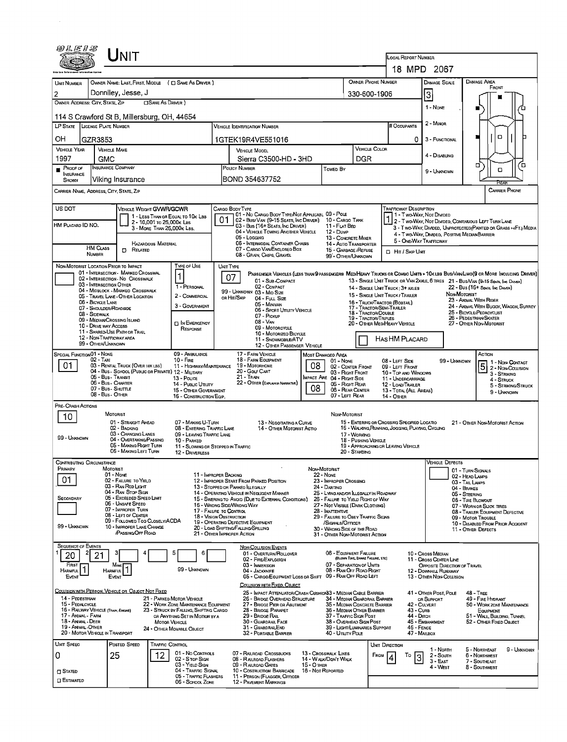# UNIT

**LOCAL REPORT NUMBER:** 18 MPD 2067

| UNIT NUMBER | OWNER NAME: LAST, FIRST, MIDDLE ( ☐ SAME AS DRIVER ) | OWNER PHONE NUMBER | DAMAGE SCALE | DAMAGE AREA |
|---|---|---|---|---|
| 2 | Donnlley, Jesse, J | 330-600-1906 | 3 | FRONT |

**OWNER ADDRESS: CITY, STATE, ZIP** ( ☐ SAME AS DRIVER ): 114 S Crawford St B, Millersburg, OH, 44654

DAMAGE SCALE: 1 - NONE, 2 - MINOR, 3 - FUNCTIONAL, 4 - DISABLING, 9 - UNKNOWN

| LP STATE | LICENSE PLATE NUMBER | VEHICLE IDENTIFICATION NUMBER | # OCCUPANTS |
|---|---|---|---|
| OH | GZR3853 | 1GTEK19R4VE551016 | 0 |

| VEHICLE YEAR | VEHICLE MAKE | VEHICLE MODEL | VEHICLE COLOR |
|---|---|---|---|
| 1997 | GMC | Sierra C3500-HD - 3HD | DGR |

| PROOF OF INSURANCE SHOWN | INSURANCE COMPANY | POLICY NUMBER | TOWED BY |
|---|---|---|---|
| ■ | Viking Insurance | BOND 354637752 | |

CARRIER NAME, ADDRESS, CITY, STATE, ZIP — CARRIER PHONE

**US DOT**

**VEHICLE WEIGHT GVWR/GCWR:** 1 - LESS THAN OR EQUAL TO 10K LBS; 2 - 10,001 TO 26,000K LBS; 3 - MORE THAN 26,000K LBS.

**HM PLACARD ID NO.**

HAZARDOUS MATERIAL — HM CLASS NUMBER ☐ RELATED

**CARGO BODY TYPE:** 01
01 - NO CARGO BODY TYPE/NOT APPLICABLE; 02 - BUS/VAN (9-15 SEATS, INC DRIVER); 03 - BUS (16+ SEATS, INC DRIVER); 04 - VEHICLE TOWING ANOTHER VEHICLE; 05 - LOGGING; 06 - INTERMODAL CONTAINER CHASIS; 07 - CARGO VAN/ENCLOSED BOX; 08 - GRAIN, CHIPS, GRAVEL; 09 - POLE; 10 - CARGO TANK; 11 - FLAT BED; 12 - DUMP; 13 - CONCRETE MIXER; 14 - AUTO TRANSPORTER; 15 - GARBAGE /REFUSE; 99 - OTHER/UNKNOWN

**TRAFFICWAY DESCRIPTION:** 1
1 - TWO-WAY, NOT DIVIDED; 2 - TWO-WAY, NOT DIVIDED, CONTINUOUS LEFT TURN LANE; 3 - TWO-WAY, DIVIDED, UNPROTECTED(PAINTED OR GRASS >4FT.) MEDIA; 4 - TWO-WAY, DIVIDED, POSITIVE MEDIANBARRIER; 5 - ONE-WAY TRAFFICWAY
☐ HIT / SKIP UNIT

**NON-MOTORIST LOCATION PRIOR TO IMPACT:**
01 - INTERSECTION - MARKED CROSSWAL; 02 - INTERSECTION - NO CROSSWALK; 03 - INTERSECTION OTHER; 04 - MIDBLOCK - MARKED CROSSWALK; 05 - TRAVEL LANE - OTHER LOCATION; 06 - BICYCLE LANE; 07 - SHOULDER/ROADSIDE; 08 - SIDEWALK; 09 - MEDIAN/CROSSING ISLAND; 10 - DRIVE WAY ACCESS; 11 - SHARED-USE PATH OR TRAIL; 12 - NON-TRAFFICWAY AREA; 99 - OTHER/UNKNOWN

**TYPE OF USE:** 1
1 - PERSONAL; 2 - COMMERCIAL; 3 - GOVERNMENT; ☐ IN EMERGENCY RESPONSE

**UNIT TYPE:** 07
PASSENGER VEHICLES (LESS THAN 9 PASSENGERS MED/HEAVY TRUCKS OR COMBO UNITS > 10K LBS BUS/VAN/LIMO(9 OR MORE INCLUDING DRIVER)
01 - SUB-COMPACT; 02 - COMPACT; 99 - UNKNOWN 03 - MID SIZE OR HIT/SKIP; 04 - FULL SIZE; 05 - MINIVAN; 06 - SPORT UTILITY VEHICLE; 07 - PICKUP; 08 - VAN; 09 - MOTORCYCLE; 10 - MOTORIZED BICYCLE; 11 - SNOWMOBILE/ATV; 12 - OTHER PASSENGER VEHICLE
13 - SINGLE UNIT TRUCK OR VAN 2AXLE, 6 TIRES; 14 - SINGLE UNIT TRUCK: 3+ AXLES; 15 - SINGLE UNIT TRUCK / TRAILER; 16 - TRUCK/TRACTOR (BOBTAIL); 17 - TRACTOR/SEMI-TRAILER; 18 - TRACTOR/DOUBLE; 19 - TRACTOR/TRIPLES; 20 - OTHER MED/HEAVY VEHICLE
21 - BUS/VAN (9-15 SEATS, INC DRIVER); 22 - BUS (16+ SEATS, INC DRIVER)
NON-MOTORIST: 23 - ANIMAL WITH RIDER; 24 - ANIMAL WITH BUGGY, WAGON, SURREY; 25 - BICYCLE/PEDACYCLIST; 26 - PEDESTRIAN/SKATER; 27 - OTHER NON-MOTORIST
☐ HAS HM PLACARD

**SPECIAL FUNCTION:** 01
01 - NONE; 02 - TAXI; 03 - RENTAL TRUCK (OVER 10K LBS); 04 - BUS - SCHOOL (PUBLIC OR PRIVATE); 05 - BUS - TRANSIT; 06 - BUS - CHARTER; 07 - BUS - SHUTTLE; 08 - BUS - OTHER; 09 - AMBULANCE; 10 - FIRE; 11 - HIGHWAY/MAINTENANCE; 12 - MILITARY; 13 - POLICE; 14 - PUBLIC UTILITY; 15 - OTHER GOVERNMENT; 16 - CONSTRUCTION EQIP.; 17 - FARM VEHICLE; 18 - FARM EQUIPMENT; 19 - MOTORHOME; 20 - GOLF CART; 21 - TRAIN; 22 - OTHER (EXPLAIN IN NARRATIVE)

**MOST DAMAGED AREA:** 08
**IMPACT AREA:** 08
01 - NONE; 02 - CENTER FRONT; 03 - RIGHT FRONT; 04 - RIGHT SIDE; 05 - RIGHT REAR; 06 - REAR CENTER; 07 - LEFT REAR; 08 - LEFT SIDE; 09 - LEFT FRONT; 10 - TOP AND WINDOWS; 11 - UNDERCARRIAGE; 12 - LOAD/TRAILER; 13 - TOTAL (ALL AREAS); 14 - OTHER; 99 - UNKNOWN

**ACTION:** 5
1 - NON-CONTACT; 2 - NON-COLLISION; 3 - STRIKING; 4 - STRUCK; 5 - STRIKING/STRUCK; 9 - UNKNOWN

**PRE-CRASH ACTIONS:** 10
MOTORIST: 01 - STRAIGHT AHEAD; 02 - BACKING; 03 - CHANGING LANES; 04 - OVERTAKING/PASSING; 05 - MAKING RIGHT TURN; 06 - MAKING LEFT TURN; 07 - MAKING U-TURN; 08 - ENTERING TRAFFIC LANE; 09 - LEAVING TRAFFIC LANE; 10 - PARKED; 11 - SLOWING OR STOPPED IN TRAFFIC; 12 - DRIVERLESS; 13 - NEGOTIATING A CURVE; 14 - OTHER MOTORIST ACTIO
99 - UNKNOWN
NON-MOTORIST: 15 - ENTERING OR CROSSING SPECIFIED LOCATIO; 16 - WALKING, RUNNING, JOGGING, PLAYING, CYCLING; 17 - WORKING; 18 - PUSHING VEHICLE; 19 - APPROACHING OR LEAVING VEHICLE; 20 - STANDING; 21 - OTHER NON-MOTORIST ACTION

**CONTRIBUTING CIRCUMSTANCE**
PRIMARY: 01
SECONDARY:
99 - UNKNOWN
MOTORIST: 01 - NONE; 02 - FAILURE TO YIELD; 03 - RAN RED LIGHT; 04 - RAN STOP SIGN; 05 - EXCEEDED SPEED LIMIT; 06 - UNSAFE SPEED; 07 - IMPROPER TURN; 08 - LEFT OF CENTER; 09 - FOLLOWED TOO CLOSELY/ACDA; 10 - IMPROPER LANE CHANGE /PASSING/OFF ROAD; 11 - IMPROPER BACKING; 12 - IMPROPER START FROM PARKED POSITION; 13 - STOPPED OR PARKED ILLEGALLY; 14 - OPERATING VEHICLE IN NEGLIGENT MANNER; 15 - SWERING TO AVOID (DUE TO EXTERNAL CONDITIONS); 16 - WRONG SIDE/WRONG WAY; 17 - FAILURE TO CONTROL; 18 - VISION OBSTRUCTION; 19 - OPERATING DEFECTIVE EQUIPMENT; 20 - LOAD SHIFTING/FALLING/SPILLING; 21 - OTHER IMPROPER ACTION
NON-MOTORIST: 22 - NONE; 23 - IMPROPER CROSSING; 24 - DARTING; 25 - LYING AND/OR ILLEGALLY IN ROADWAY; 26 - FALURE TO YIELD RIGHT OF WAY; 27 - NOT VISIBLE (DARK CLOTHING); 28 - INATTENTIVE; 29 - FAILURE TO OBEY TRAFFIC SIGNS /SIGNALS/OFFICER; 30 - WRONG SIDE OF THE ROAD; 31 - OTHER NON-MOTORIST ACTION

**VEHICLE DEFECTS:** 01 - TURN SIGNALS; 02 - HEAD LAMPS; 03 - TAIL LAMPS; 04 - BRAKES; 05 - STEERING; 06 - TIRE BLOWOUT; 07 - WORN OR SLICK TIRES; 08 - TRAILER EQUIPMENT DEFECTIVE; 09 - MOTOR TROUBLE; 10 - DISABLED FROM PRIOR ACCIDENT; 11 - OTHER DEFECTS

**SEQUENCE OF EVENTS:** 1: 20; 2: 21; 3: ; 4: ; 5: ; 6:
FIRST HARMFUL EVENT: 1; MOST HARMFUL EVENT: 1
99 - UNKNOWN

NON-COLLISION EVENTS: 01 - OVERTURN/ROLLOVER; 02 - FIRE/EXPLOSION; 03 - IMMERSION; 04 - JACKKNIFE; 05 - CARGO/EQUIPMENT LOSS OR SHIFT; 06 - EQUIPMENT FAILURE (BLOWN TIRE, BRAKE FAILURE, ETC); 07 - SEPARATION OF UNITS; 08 - RAN OFF ROAD RIGHT; 09 - RAN OFF ROAD LEFT; 10 - CROSS MEDIAN; 11 - CROSS CENTER LINE OPPOSITE DIRECTION OF TRAVEL; 12 - DOWNHILL RUNAWAY; 13 - OTHER NON-COLLISION

COLLISION WITH PERSON, VEHICLE OR OBJECT NOT FIXED: 14 - PEDESTRIAN; 15 - PEDALCYCLE; 16 - RAILWAY VEHICLE (TRAIN, ENGINE); 17 - ANIMAL - FARM; 18 - ANIMAL - DEER; 19 - ANIMAL - OTHER; 20 - MOTOR VEHICLE IN TRANSPORT; 21 - PARKED MOTOR VEHICLE; 22 - WORK ZONE MAINTENANCE EQUIPMENT; 23 - STRUCK BY FALLING, SHIFTING CARGO OR ANYTHING SET IN MOTION BY A MOTOR VEHICLE; 24 - OTHER MOVABLE OBJECT

COLLISION WITH FIXED, OBJECT: 25 - IMPACT ATTENUATOR/CRASH CUSHION; 26 - BRIDGE OVERHEAD STRUCTURE; 27 - BRIDGE PIER OR ABUTMENT; 28 - BRIDGE PARAPET; 29 - BRIDGE RAIL; 30 - GUARDRAIL FACE; 31 - GUARDRAILEND; 32 - PORTABLE BARRIER; 33 - MEDIAN CABLE BARRIER; 34 - MEDIAN GUARDRAIL BARRIER; 35 - MEDIAN CONCRETE BARRIER; 36 - MEDIAN OTHER BARRIER; 37 - TRAFFIC SIGN POST; 38 - OVERHEAD SIGN POST; 39 - LIGHT/LUMINARIES SUPPORT; 40 - UTILITY POLE; 41 - OTHER POST, POLE OR SUPPORT; 42 - CULVERT; 43 - CURB; 44 - DITCH; 45 - EMBANKMENT; 46 - FENCE; 47 - MAILBOX; 48 - TREE; 49 - FIRE HYDRANT; 50 - WORK ZONE MAINTENANCE EQUIPMENT; 51 - WALL, BUILDING, TUNNEL; 52 - OTHER FIXED OBJECT

| UNIT SPEED | POSTED SPEED | TRAFFIC CONTROL | UNIT DIRECTION |
|---|---|---|---|
| 0 | 25 | 12 | FROM 4 TO 3 |

☐ STATED ☐ ESTIMATED

TRAFFIC CONTROL: 01 - NO CONTROLS; 02 - STOP SIGN; 03 - YIELD SIGN; 04 - TRAFFIC SIGNAL; 05 - TRAFFIC FLASHERS; 06 - SCHOOL ZONE; 07 - RAILROAD CROSSBUCKS; 08 - RAILROAD FLASHERS; 09 - RAILROAD GATES; 10 - COSTRUCTION BARRICADE; 11 - PERSON (FLAGGER, OFFICER; 12 - PAVEMENT MARKINGS; 13 - CROSSWALK LINES; 14 - WALK/DON'T WALK; 15 - OTHER; 16 - NOT REPORTED

UNIT DIRECTION: 1 - NORTH; 2 - SOUTH; 3 - EAST; 4 - WEST; 5 - NORTHEAST; 6 - NORTHWEST; 7 - SOUTHEAST; 8 - SOUTHWEST; 9 - UNKNOWN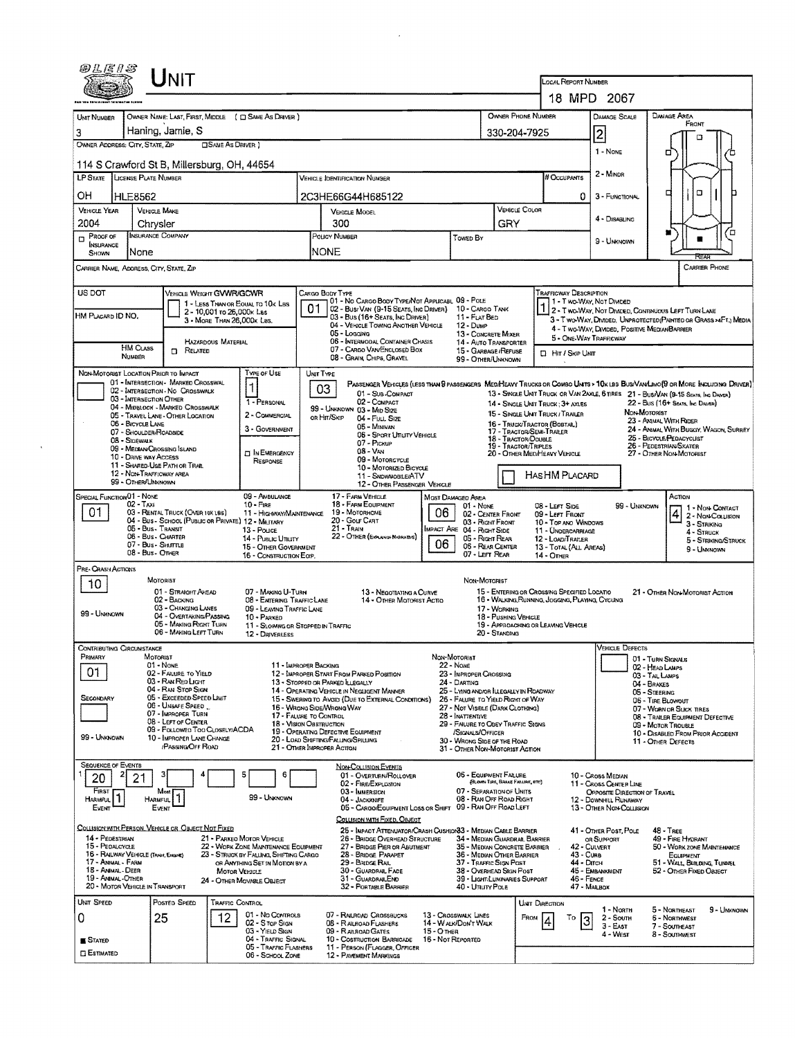# UNIT

**LOCAL REPORT NUMBER:** 18 MPD 2067

| UNIT NUMBER | OWNER NAME: LAST, FIRST, MIDDLE ( ☐ SAME AS DRIVER ) | OWNER PHONE NUMBER | DAMAGE SCALE | DAMAGE AREA |
|---|---|---|---|---|
| 3 | Haning, Jamie, S | 330-204-7925 | 2 | |

**OWNER ADDRESS: CITY, STATE, ZIP** ( ☐ SAME AS DRIVER )
114 S Crawford St B, Millersburg, OH, 44654

DAMAGE SCALE: 1 - NONE, 2 - MINOR, 3 - FUNCTIONAL, 4 - DISABLING, 9 - UNKNOWN

DAMAGE AREA: FRONT / REAR

| LP STATE | LICENSE PLATE NUMBER | VEHICLE IDENTIFICATION NUMBER | # OCCUPANTS |
|---|---|---|---|
| OH | HLE8562 | 2C3HE66G44H685122 | 0 |

| VEHICLE YEAR | VEHICLE MAKE | VEHICLE MODEL | VEHICLE COLOR |
|---|---|---|---|
| 2004 | Chrysler | 300 | GRY |

| ☐ PROOF OF INSURANCE SHOWN | INSURANCE COMPANY | POLICY NUMBER | TOWED BY |
|---|---|---|---|
| | None | NONE | |

CARRIER NAME, ADDRESS, CITY, STATE, ZIP | CARRIER PHONE

US DOT | HM PLACARD ID NO. | HM CLASS NUMBER | ☐ RELATED | HAZARDOUS MATERIAL

**VEHICLE WEIGHT GVWR/GCWR:** 1 - LESS THAN OR EQUAL TO 10K LBS; 2 - 10,001 TO 26,000K LBS; 3 - MORE THAN 26,000K LBS.

**CARGO BODY TYPE:** 01
01 - NO CARGO BODY TYPE/NOT APPLICABLE; 02 - BUS/VAN (9-15 SEATS, INC DRIVER); 03 - BUS (16+ SEATS, INC DRIVER); 04 - VEHICLE TOWING ANOTHER VEHICLE; 05 - LOGGING; 06 - INTERMODAL CONTAINER CHASIS; 07 - CARGO VAN/ENCLOSED BOX; 08 - GRAIN, CHIPS, GRAVEL; 09 - POLE; 10 - CARGO TANK; 11 - FLAT BED; 12 - DUMP; 13 - CONCRETE MIXER; 14 - AUTO TRANSPORTER; 15 - GARBAGE/REFUSE; 99 - OTHER/UNKNOWN

**TRAFFICWAY DESCRIPTION:** 1
1 - TWO-WAY, NOT DIVIDED; 2 - TWO-WAY, NOT DIVIDED, CONTINUOUS LEFT TURN LANE; 3 - TWO-WAY, DIVIDED, UNPROTECTED(PAINTED OR GRASS >4FT.) MEDIA; 4 - TWO-WAY, DIVIDED, POSITIVE MEDIANBARRIER; 5 - ONE-WAY TRAFFICWAY
☐ HIT / SKIP UNIT

**NON-MOTORIST LOCATION PRIOR TO IMPACT:**
01 - INTERSECTION - MARKED CROSSWAL; 02 - INTERSECTION - NO CROSSWALK; 03 - INTERSECTION OTHER; 04 - MIDBLOCK - MARKED CROSSWALK; 05 - TRAVEL LANE - OTHER LOCATION; 06 - BICYCLE LANE; 07 - SHOULDER/ROADSIDE; 08 - SIDEWALK; 09 - MEDIAN/CROSSING ISLAND; 10 - DRIVE WAY ACCESS; 11 - SHARED-USE PATH OR TRAIL; 12 - NON-TRAFFICWAY AREA; 99 - OTHER/UNKNOWN

**TYPE OF USE:** 1
1 - PERSONAL; 2 - COMMERCIAL; 3 - GOVERNMENT; ☐ IN EMERGENCY RESPONSE

**UNIT TYPE:** 03
PASSENGER VEHICLES (LESS THAN 9 PASSENGERS MED/HEAVY TRUCKS OR COMBO UNITS > 10K LBS BUS/VAN/LIMO(9 OR MORE INCLUDING DRIVER)
01 - SUB-COMPACT; 02 - COMPACT; 99 - UNKNOWN 03 - MID SIZE; OR HIT/SKIP 04 - FULL SIZE; 05 - MINIVAN; 06 - SPORT UTILITY VEHICLE; 07 - PICKUP; 08 - VAN; 09 - MOTORCYCLE; 10 - MOTORIZED BICYCLE; 11 - SNOWMOBILE/ATV; 12 - OTHER PASSENGER VEHICLE
13 - SINGLE UNIT TRUCK OR VAN 2AXLE, 6 TIRES; 14 - SINGLE UNIT TRUCK; 3+ AXLES; 15 - SINGLE UNIT TRUCK / TRAILER; 16 - TRUCK/TRACTOR (BOBTAIL); 17 - TRACTOR/SEMI-TRAILER; 18 - TRACTOR/DOUBLE; 19 - TRACTOR/TRIPLES; 20 - OTHER MED/HEAVY VEHICLE
21 - BUS/VAN (9-15 SEATS, INC DRIVER); 22 - BUS (16+ SEATS, INC DRIVER)
NON-MOTORIST: 23 - ANIMAL WITH RIDER; 24 - ANIMAL WITH BUGGY, WAGON, SURREY; 25 - BICYCLE/PEDACYCLIST; 26 - PEDESTRIAN/SKATER; 27 - OTHER NON-MOTORIST
☐ HAS HM PLACARD

**SPECIAL FUNCTION:** 01
01 - NONE; 02 - TAXI; 03 - RENTAL TRUCK (OVER 10K LBS); 04 - BUS - SCHOOL (PUBLIC OR PRIVATE); 05 - BUS - TRANSIT; 06 - BUS - CHARTER; 07 - BUS - SHUTTLE; 08 - BUS - OTHER; 09 - AMBULANCE; 10 - FIRE; 11 - HIGHWAY/MAINTENANCE; 12 - MILITARY; 13 - POLICE; 14 - PUBLIC UTILITY; 15 - OTHER GOVERNMENT; 16 - CONSTRUCTION EQIP.; 17 - FARM VEHICLE; 18 - FARM EQUIPMENT; 19 - MOTORHOME; 20 - GOLF CART; 21 - TRAIN; 22 - OTHER (EXPLAIN IN NARRATIVE)

**MOST DAMAGED AREA:** 06 | **IMPACT ARE:** 06
01 - NONE; 02 - CENTER FRONT; 03 - RIGHT FRONT; 04 - RIGHT SIDE; 05 - RIGHT REAR; 06 - REAR CENTER; 07 - LEFT REAR; 08 - LEFT SIDE; 09 - LEFT FRONT; 10 - TOP AND WINDOWS; 11 - UNDERCARRIAGE; 12 - LOAD/TRAILER; 13 - TOTAL (ALL AREAS); 14 - OTHER; 99 - UNKNOWN

**ACTION:** 4
1 - NON-CONTACT; 2 - NON-COLLISION; 3 - STRIKING; 4 - STRUCK; 5 - STRIKING/STRUCK; 9 - UNKNOWN

**PRE-CRASH ACTIONS:** 10
MOTORIST: 01 - STRAIGHT AHEAD; 02 - BACKING; 03 - CHANGING LANES; 04 - OVERTAKING/PASSING; 05 - MAKING RIGHT TURN; 06 - MAKING LEFT TURN; 07 - MAKING U-TURN; 08 - ENTERING TRAFFIC LANE; 09 - LEAVING TRAFFIC LANE; 10 - PARKED; 11 - SLOWING OR STOPPED IN TRAFFIC; 12 - DRIVERLESS; 13 - NEGOTIATING A CURVE; 14 - OTHER MOTORIST ACTIO
NON-MOTORIST: 15 - ENTERING OR CROSSING SPECIFIED LOCATIO; 16 - WALKING,RUNNING, JOGGING, PLAYING, CYCLING; 17 - WORKING; 18 - PUSHING VEHICLE; 19 - APPROACHING OR LEAVING VEHICLE; 20 - STANDING; 21 - OTHER NON-MOTORIST ACTION
99 - UNKNOWN

**CONTRIBUTING CIRCUMSTANCE:** PRIMARY: 01 | SECONDARY: | 99 - UNKNOWN
MOTORIST: 01 - NONE; 02 - FAILURE TO YIELD; 03 - RAN RED LIGHT; 04 - RAN STOP SIGN; 05 - EXCEEDED SPEED LIMIT; 06 - UNSAFE SPEED; 07 - IMPROPER TURN; 08 - LEFT OF CENTER; 09 - FOLLOWED TOO CLOSELY/ACDA; 10 - IMPROPER LANE CHANGE /PASSING/OFF ROAD; 11 - IMPROPER BACKING; 12 - IMPROPER START FROM PARKED POSITION; 13 - STOPPED OR PARKED ILLEGALLY; 14 - OPERATING VEHICLE IN NEGLIGENT MANNER; 15 - SWERING TO AVOID (DUE TO EXTERNAL CONDITIONS); 16 - WRONG SIDE/WRONG WAY; 17 - FAILURE TO CONTROL; 18 - VISION OBSTRUCTION; 19 - OPERATING DEFECTIVE EQUIPMENT; 20 - LOAD SHIFTING/FALLING/SPILLING; 21 - OTHER IMPROPER ACTION
NON-MOTORIST: 22 - NONE; 23 - IMPROPER CROSSING; 24 - DARTING; 25 - LYING AND/OR ILLEGALLY IN ROADWAY; 26 - FAILURE TO YIELD RIGHT OF WAY; 27 - NOT VISIBLE (DARK CLOTHING); 28 - INATTENTIVE; 29 - FAILURE TO OBEY TRAFFIC SIGNS /SIGNALS/OFFICER; 30 - WRONG SIDE OF THE ROAD; 31 - OTHER NON-MOTORIST ACTION

**VEHICLE DEFECTS:**
01 - TURN SIGNALS; 02 - HEAD LAMPS; 03 - TAIL LAMPS; 04 - BRAKES; 05 - STEERING; 06 - TIRE BLOWOUT; 07 - WORN OR SLICK TIRES; 08 - TRAILER EQUIPMENT DEFECTIVE; 09 - MOTOR TROUBLE; 10 - DISABLED FROM PRIOR ACCIDENT; 11 - OTHER DEFECTS

**SEQUENCE OF EVENTS:** 1: 20 | 2: 21 | 3: | 4: | 5: | 6:
FIRST HARMFUL EVENT: 1 | MOST HARMFUL EVENT: 1 | 99 - UNKNOWN

NON-COLLISION EVENTS: 01 - OVERTURN/ROLLOVER; 02 - FIRE/EXPLOSION; 03 - IMMERSION; 04 - JACKKNIFE; 05 - CARGO/EQUIPMENT LOSS OR SHIFT; 06 - EQUIPMENT FAILURE (BLOWN TIRE, BRAKE FAILURE, ETC); 07 - SEPARATION OF UNITS; 08 - RAN OFF ROAD RIGHT; 09 - RAN OFF ROAD LEFT; 10 - CROSS MEDIAN; 11 - CROSS CENTER LINE OPPOSITE DIRECTION OF TRAVEL; 12 - DOWNHILL RUNAWAY; 13 - OTHER NON-COLLISION

COLLISION WITH PERSON, VEHICLE OR OBJECT NOT FIXED: 14 - PEDESTRIAN; 15 - PEDALCYCLE; 16 - RAILWAY VEHICLE (TRAIN, ENGINE); 17 - ANIMAL - FARM; 18 - ANIMAL - DEER; 19 - ANIMAL - OTHER; 20 - MOTOR VEHICLE IN TRANSPORT; 21 - PARKED MOTOR VEHICLE; 22 - WORK ZONE MAINTENANCE EQUIPMENT; 23 - STRUCK BY FALLING, SHIFTING CARGO OR ANYTHING SET IN MOTION BY A MOTOR VEHICLE; 24 - OTHER MOVABLE OBJECT

COLLISION WITH FIXED, OBJECT: 25 - IMPACT ATTENUATOR/CRASH CUSHION; 26 - BRIDGE OVERHEAD STRUCTURE; 27 - BRIDGE PIER OR ABUTMENT; 28 - BRIDGE PARAPET; 29 - BRIDGE RAIL; 30 - GUARDRAIL FACE; 31 - GUARDRAIL END; 32 - PORTABLE BARRIER; 33 - MEDIAN CABLE BARRIER; 34 - MEDIAN GUARDRAIL BARRIER; 35 - MEDIAN CONCRETE BARRIER; 36 - MEDIAN OTHER BARRIER; 37 - TRAFFIC SIGN POST; 38 - OVERHEAD SIGN POST; 39 - LIGHT/LUMINARIES SUPPORT; 40 - UTILITY POLE; 41 - OTHER POST, POLE OR SUPPORT; 42 - CULVERT; 43 - CURB; 44 - DITCH; 45 - EMBANKMENT; 46 - FENCE; 47 - MAILBOX; 48 - TREE; 49 - FIRE HYDRANT; 50 - WORK ZONE MAINTENANCE EQUIPMENT; 51 - WALL, BUILDING, TUNNEL; 52 - OTHER FIXED OBJECT

| UNIT SPEED | POSTED SPEED | TRAFFIC CONTROL | UNIT DIRECTION |
|---|---|---|---|
| 0 | 25 | 12 | FROM 4 TO 3 |

■ STATED ☐ ESTIMATED

TRAFFIC CONTROL: 01 - NO CONTROLS; 02 - STOP SIGN; 03 - YIELD SIGN; 04 - TRAFFIC SIGNAL; 05 - TRAFFIC FLASHERS; 06 - SCHOOL ZONE; 07 - RAILROAD CROSSBUCKS; 08 - RAILROAD FLASHERS; 09 - RAILROAD GATES; 10 - COSTRUCTION BARRICADE; 11 - PERSON (FLAGGER, OFFICER; 12 - PAVEMENT MARKINGS; 13 - CROSSWALK LINES; 14 - WALK/DON'T WALK; 15 - OTHER; 16 - NOT REPORTED

UNIT DIRECTION: 1 - NORTH; 2 - SOUTH; 3 - EAST; 4 - WEST; 5 - NORTHEAST; 6 - NORTHWEST; 7 - SOUTHEAST; 8 - SOUTHWEST; 9 - UNKNOWN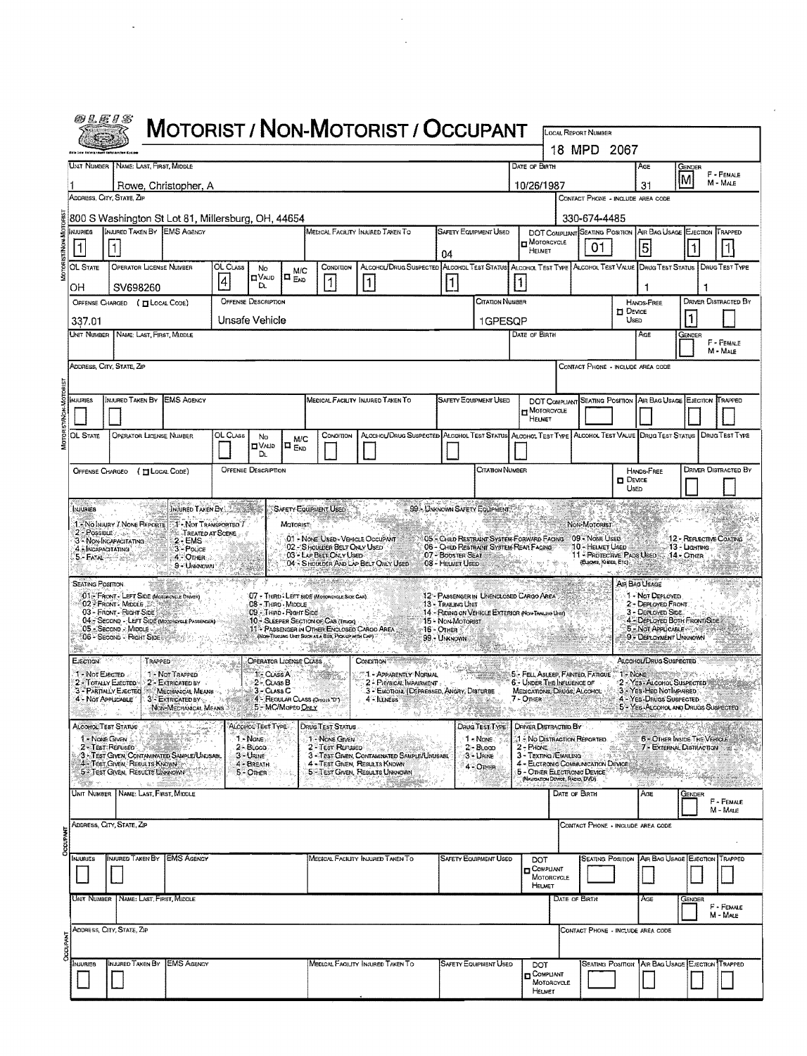# MOTORIST / NON-MOTORIST / OCCUPANT

OLEIS

| LOCAL REPORT NUMBER |
|---|
| 18 MPD 2067 |

## MOTORIST/NON-MOTORIST

| UNIT NUMBER | NAME: LAST, FIRST, MIDDLE | DATE OF BIRTH | AGE | GENDER (F - FEMALE, M - MALE) |
|---|---|---|---|---|
| 1 | Rowe, Christopher, A | 10/26/1987 | 31 | M |

| ADDRESS, CITY, STATE, ZIP | CONTACT PHONE - INCLUDE AREA CODE |
|---|---|
| 800 S Washington St Lot 81, Millersburg, OH, 44654 | 330-674-4485 |

| INJURIES | INJURED TAKEN BY | EMS AGENCY | MEDICAL FACILITY INJURED TAKEN TO | SAFETY EQUIPMENT USED | DOT COMPLIANT MOTORCYCLE HELMET | SEATING POSITION | AIR BAG USAGE | EJECTION | TRAPPED |
|---|---|---|---|---|---|---|---|---|---|
| 1 | 1 | | | 04 | | 01 | 5 | 1 | 1 |

| OL STATE | OPERATOR LICENSE NUMBER | OL CLASS | NO VALID DL | M/C END | CONDITION | ALCOHOL/DRUG SUSPECTED | ALCOHOL TEST STATUS | ALCOHOL TEST TYPE | ALCOHOL TEST VALUE | DRUG TEST STATUS | DRUG TEST TYPE |
|---|---|---|---|---|---|---|---|---|---|---|---|
| OH | SV698260 | 4 | | | 1 | 1 | 1 | 1 | | 1 | 1 |

| OFFENSE CHARGED ( LOCAL CODE) | OFFENSE DESCRIPTION | CITATION NUMBER | HANDS-FREE DEVICE USED | DRIVER DISTRACTED BY |
|---|---|---|---|---|
| 337.01 | Unsafe Vehicle | 1GPESQP | | 1 |

## MOTORIST/NON-MOTORIST

| UNIT NUMBER | NAME: LAST, FIRST, MIDDLE | DATE OF BIRTH | AGE | GENDER (F - FEMALE, M - MALE) |
|---|---|---|---|---|
| | | | | |

| ADDRESS, CITY, STATE, ZIP | CONTACT PHONE - INCLUDE AREA CODE |
|---|---|
| | |

| INJURIES | INJURED TAKEN BY | EMS AGENCY | MEDICAL FACILITY INJURED TAKEN TO | SAFETY EQUIPMENT USED | DOT COMPLIANT MOTORCYCLE HELMET | SEATING POSITION | AIR BAG USAGE | EJECTION | TRAPPED |
|---|---|---|---|---|---|---|---|---|---|
| | | | | | | | | | |

| OL STATE | OPERATOR LICENSE NUMBER | OL CLASS | NO VALID DL | M/C END | CONDITION | ALCOHOL/DRUG SUSPECTED | ALCOHOL TEST STATUS | ALCOHOL TEST TYPE | ALCOHOL TEST VALUE | DRUG TEST STATUS | DRUG TEST TYPE |
|---|---|---|---|---|---|---|---|---|---|---|---|
| | | | | | | | | | | | |

| OFFENSE CHARGED ( LOCAL CODE) | OFFENSE DESCRIPTION | CITATION NUMBER | HANDS-FREE DEVICE USED | DRIVER DISTRACTED BY |
|---|---|---|---|---|
| | | | | |

**INJURIES**
1 - No Injury / None Reported
2 - Possible
3 - Non-Incapacitating
4 - Incapacitating
5 - Fatal

**INJURED TAKEN BY**
1 - Not Transported / Treated at Scene
2 - EMS
3 - Police
4 - Other
9 - Unknown

**SAFETY EQUIPMENT USED**
99 - Unknown Safety Equipment

Motorist:
01 - None Used - Vehicle Occupant
02 - Shoulder Belt Only Used
03 - Lap Belt Only Used
04 - Shoulder and Lap Belt Only Used
05 - Child Restraint System-Forward Facing
06 - Child Restraint System-Rear Facing
07 - Booster Seat
08 - Helmet Used

Non-Motorist:
09 - None Used
10 - Helmet Used
11 - Protective Pads Used (Elbows, Knees, Etc)
12 - Reflective Coating
13 - Lighting
14 - Other

**SEATING POSITION**
01 - Front - Left Side (Motorcycle Driver)
02 - Front - Middle
03 - Front - Right Side
04 - Second - Left Side (Motorcycle Passenger)
05 - Second - Middle
06 - Second - Right Side
07 - Third - Left Side (Motorcycle Side Car)
08 - Third - Middle
09 - Third - Right Side
10 - Sleeper Section of Cab (Truck)
11 - Passenger in Other Enclosed Cargo Area (Non-Trailing Unit Such as a Bus, Pickup with Cap)
12 - Passenger in Unenclosed Cargo Area
13 - Trailing Unit
14 - Riding on Vehicle Exterior (Non-Trailing Unit)
15 - Non-Motorist
16 - Other
99 - Unknown

**AIR BAG USAGE**
1 - Not Deployed
2 - Deployed Front
3 - Deployed Side
4 - Deployed Both Front/Side
5 - Not Applicable
9 - Deployment Unknown

**EJECTION**
1 - Not Ejected
2 - Totally Ejected
3 - Partially Ejected
4 - Not Applicable

**TRAPPED**
1 - Not Trapped
2 - Extricated by Mechanical Means
3 - Extricated by Non-Mechanical Means

**OPERATOR LICENSE CLASS**
1 - Class A
2 - Class B
3 - Class C
4 - Regular Class (Ohio is "D")
5 - MC/Moped Only

**CONDITION**
1 - Apparently Normal
2 - Physical Impairment
3 - Emotional (Depressed, Angry, Disturbed)
4 - Illness
5 - Fell Asleep, Fainted, Fatigue
6 - Under the Influence of Medications, Drugs, Alcohol
7 - Other

**ALCOHOL/DRUG SUSPECTED**
1 - None
2 - Yes - Alcohol Suspected
3 - Yes - HBD Not Impaired
4 - Yes - Drugs Suspected
5 - Yes - Alcohol and Drugs Suspected

**ALCOHOL TEST STATUS**
1 - None Given
2 - Test Refused
3 - Test Given, Contaminated Sample/Unusabl
4 - Test Given, Results Known
5 - Test Given, Results Unknown

**ALCOHOL TEST TYPE**
1 - None
2 - Blood
3 - Urine
4 - Breath
5 - Other

**DRUG TEST STATUS**
1 - None Given
2 - Test Refused
3 - Test Given, Contaminated Sample/Unusabl
4 - Test Given, Results Known
5 - Test Given, Results Unknown

**DRUG TEST TYPE**
1 - None
2 - Blood
3 - Urine
4 - Other

**DRIVER DISTRACTED BY**
1 - No Distraction Reported
2 - Phone
3 - Texting/Emailing
4 - Electronic Communication Device
5 - Other Electronic Device (Navigation Device, Radio, DVD)
6 - Other Inside the Vehicle
7 - External Distraction

## OCCUPANT

| UNIT NUMBER | NAME: LAST, FIRST, MIDDLE | DATE OF BIRTH | AGE | GENDER (F - FEMALE, M - MALE) |
|---|---|---|---|---|
| | | | | |

| ADDRESS, CITY, STATE, ZIP | CONTACT PHONE - INCLUDE AREA CODE |
|---|---|
| | |

| INJURIES | INJURED TAKEN BY | EMS AGENCY | MEDICAL FACILITY INJURED TAKEN TO | SAFETY EQUIPMENT USED | DOT COMPLIANT MOTORCYCLE HELMET | SEATING POSITION | AIR BAG USAGE | EJECTION | TRAPPED |
|---|---|---|---|---|---|---|---|---|---|
| | | | | | | | | | |

## OCCUPANT

| UNIT NUMBER | NAME: LAST, FIRST, MIDDLE | DATE OF BIRTH | AGE | GENDER (F - FEMALE, M - MALE) |
|---|---|---|---|---|
| | | | | |

| ADDRESS, CITY, STATE, ZIP | CONTACT PHONE - INCLUDE AREA CODE |
|---|---|
| | |

| INJURIES | INJURED TAKEN BY | EMS AGENCY | MEDICAL FACILITY INJURED TAKEN TO | SAFETY EQUIPMENT USED | DOT COMPLIANT MOTORCYCLE HELMET | SEATING POSITION | AIR BAG USAGE | EJECTION | TRAPPED |
|---|---|---|---|---|---|---|---|---|---|
| | | | | | | | | | |